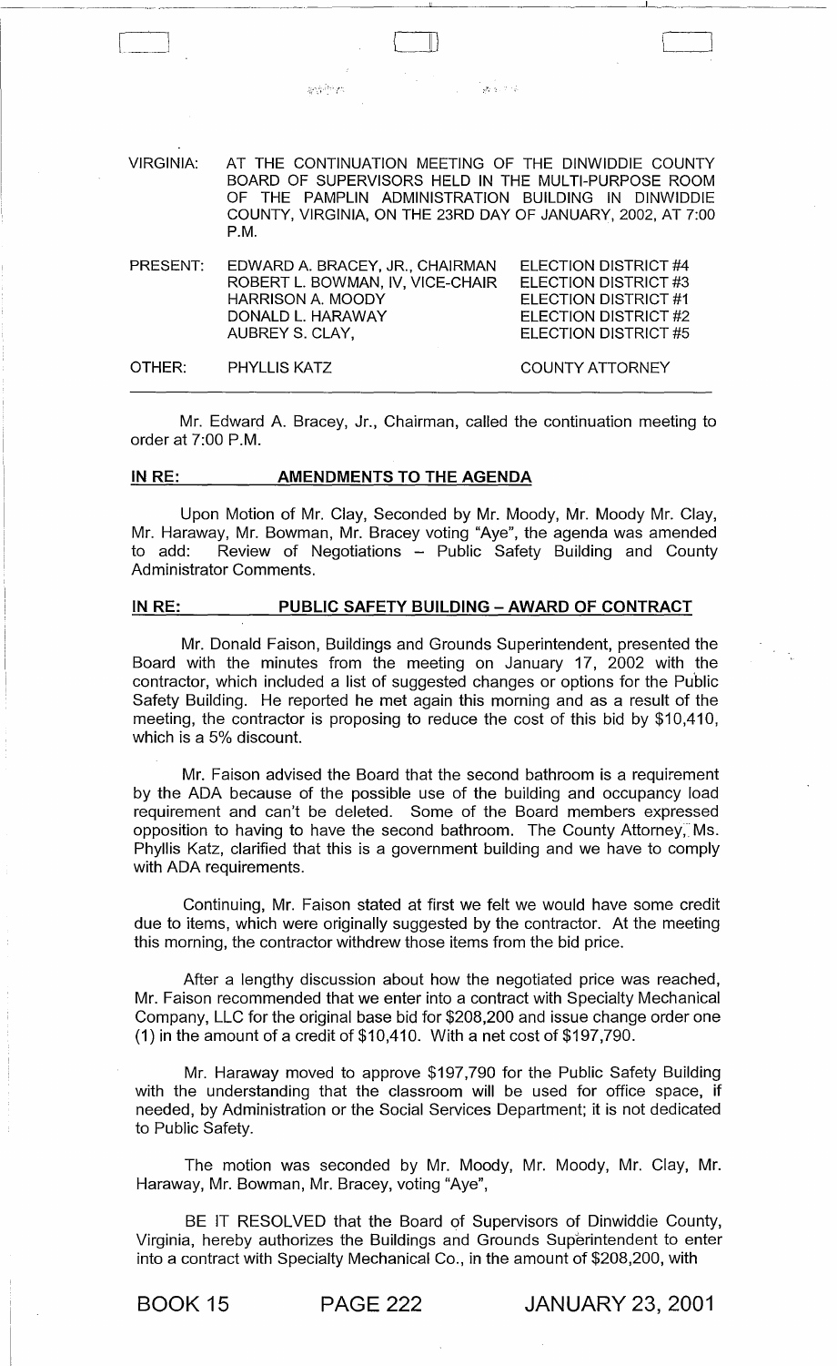VIRGINIA: AT THE CONTINUATION MEETING OF THE DINWIDDIE COUNTY BOARD OF SUPERVISORS HELD IN THE MULTI-PURPOSE ROOM OF THE PAMPLIN ADMINISTRATION BUILDING IN DINWIDDIE COUNTY, VIRGINIA, ON THE 23RD DAY OF JANUARY, 2002, AT 7:00 P.M.

| | | |
|---|---|---|
| PRESENT: | EDWARD A. BRACEY, JR., CHAIRMAN | ELECTION DISTRICT #4 |
| | ROBERT L. BOWMAN, IV, VICE-CHAIR | ELECTION DISTRICT #3 |
| | HARRISON A. MOODY | ELECTION DISTRICT #1 |
| | DONALD L. HARAWAY | ELECTION DISTRICT #2 |
| | AUBREY S. CLAY, | ELECTION DISTRICT #5 |
| OTHER: | PHYLLIS KATZ | COUNTY ATTORNEY |

Mr. Edward A. Bracey, Jr., Chairman, called the continuation meeting to order at 7:00 P.M.

## IN RE: AMENDMENTS TO THE AGENDA

Upon Motion of Mr. Clay, Seconded by Mr. Moody, Mr. Moody Mr. Clay, Mr. Haraway, Mr. Bowman, Mr. Bracey voting "Aye", the agenda was amended to add: Review of Negotiations – Public Safety Building and County Administrator Comments.

## IN RE: PUBLIC SAFETY BUILDING – AWARD OF CONTRACT

Mr. Donald Faison, Buildings and Grounds Superintendent, presented the Board with the minutes from the meeting on January 17, 2002 with the contractor, which included a list of suggested changes or options for the Public Safety Building. He reported he met again this morning and as a result of the meeting, the contractor is proposing to reduce the cost of this bid by $10,410, which is a 5% discount.

Mr. Faison advised the Board that the second bathroom is a requirement by the ADA because of the possible use of the building and occupancy load requirement and can't be deleted. Some of the Board members expressed opposition to having to have the second bathroom. The County Attorney, Ms. Phyllis Katz, clarified that this is a government building and we have to comply with ADA requirements.

Continuing, Mr. Faison stated at first we felt we would have some credit due to items, which were originally suggested by the contractor. At the meeting this morning, the contractor withdrew those items from the bid price.

After a lengthy discussion about how the negotiated price was reached, Mr. Faison recommended that we enter into a contract with Specialty Mechanical Company, LLC for the original base bid for $208,200 and issue change order one (1) in the amount of a credit of $10,410. With a net cost of $197,790.

Mr. Haraway moved to approve $197,790 for the Public Safety Building with the understanding that the classroom will be used for office space, if needed, by Administration or the Social Services Department; it is not dedicated to Public Safety.

The motion was seconded by Mr. Moody, Mr. Moody, Mr. Clay, Mr. Haraway, Mr. Bowman, Mr. Bracey, voting "Aye",

BE IT RESOLVED that the Board of Supervisors of Dinwiddie County, Virginia, hereby authorizes the Buildings and Grounds Superintendent to enter into a contract with Specialty Mechanical Co., in the amount of $208,200, with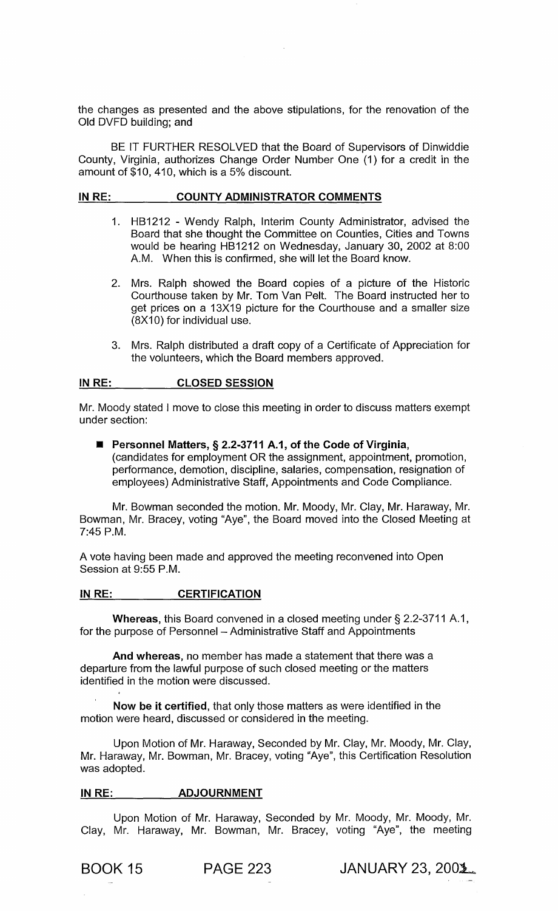the changes as presented and the above stipulations, for the renovation of the Old DVFD building; and

BE IT FURTHER RESOLVED that the Board of Supervisors of Dinwiddie County, Virginia, authorizes Change Order Number One (1) for a credit in the amount of $10, 410, which is a 5% discount.

**IN RE: COUNTY ADMINISTRATOR COMMENTS**

1. HB1212 - Wendy Ralph, Interim County Administrator, advised the Board that she thought the Committee on Counties, Cities and Towns would be hearing HB1212 on Wednesday, January 30, 2002 at 8:00 A.M. When this is confirmed, she will let the Board know.
2. Mrs. Ralph showed the Board copies of a picture of the Historic Courthouse taken by Mr. Tom Van Pelt. The Board instructed her to get prices on a 13X19 picture for the Courthouse and a smaller size (8X10) for individual use.
3. Mrs. Ralph distributed a draft copy of a Certificate of Appreciation for the volunteers, which the Board members approved.

**IN RE: CLOSED SESSION**

Mr. Moody stated I move to close this meeting in order to discuss matters exempt under section:

- **Personnel Matters, § 2.2-3711 A.1, of the Code of Virginia,** (candidates for employment OR the assignment, appointment, promotion, performance, demotion, discipline, salaries, compensation, resignation of employees) Administrative Staff, Appointments and Code Compliance.

Mr. Bowman seconded the motion. Mr. Moody, Mr. Clay, Mr. Haraway, Mr. Bowman, Mr. Bracey, voting "Aye", the Board moved into the Closed Meeting at 7:45 P.M.

A vote having been made and approved the meeting reconvened into Open Session at 9:55 P.M.

**IN RE: CERTIFICATION**

**Whereas,** this Board convened in a closed meeting under § 2.2-3711 A.1, for the purpose of Personnel – Administrative Staff and Appointments

**And whereas,** no member has made a statement that there was a departure from the lawful purpose of such closed meeting or the matters identified in the motion were discussed.

**Now be it certified,** that only those matters as were identified in the motion were heard, discussed or considered in the meeting.

Upon Motion of Mr. Haraway, Seconded by Mr. Clay, Mr. Moody, Mr. Clay, Mr. Haraway, Mr. Bowman, Mr. Bracey, voting "Aye", this Certification Resolution was adopted.

**IN RE: ADJOURNMENT**

Upon Motion of Mr. Haraway, Seconded by Mr. Moody, Mr. Moody, Mr. Clay, Mr. Haraway, Mr. Bowman, Mr. Bracey, voting "Aye", the meeting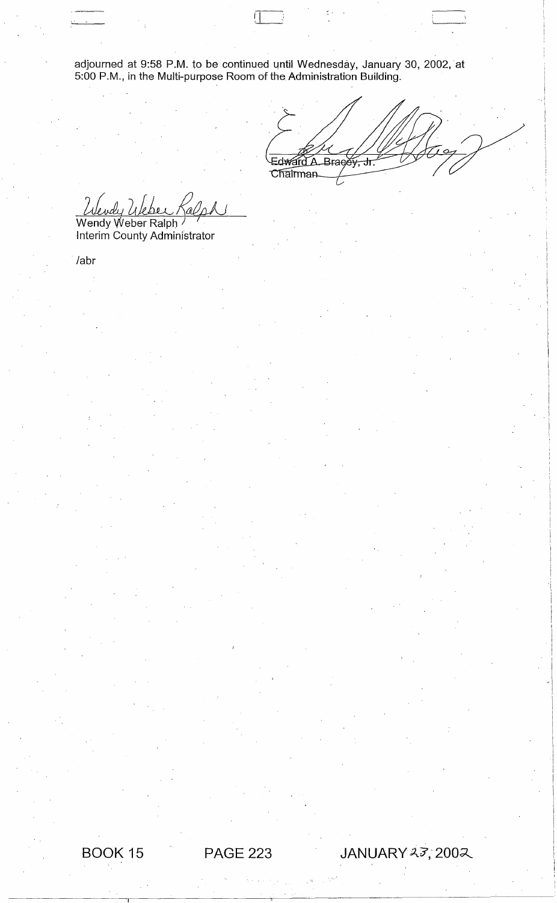adjourned at 9:58 P.M. to be continued until Wednesday, January 30, 2002, at 5:00 P.M., in the Multi-purpose Room of the Administration Building.

Edward A. Bracey, Jr.
Chairman

Wendy Weber Ralph
Interim County Administrator

/abr

BOOK 15 PAGE 223 JANUARY 23, 2002